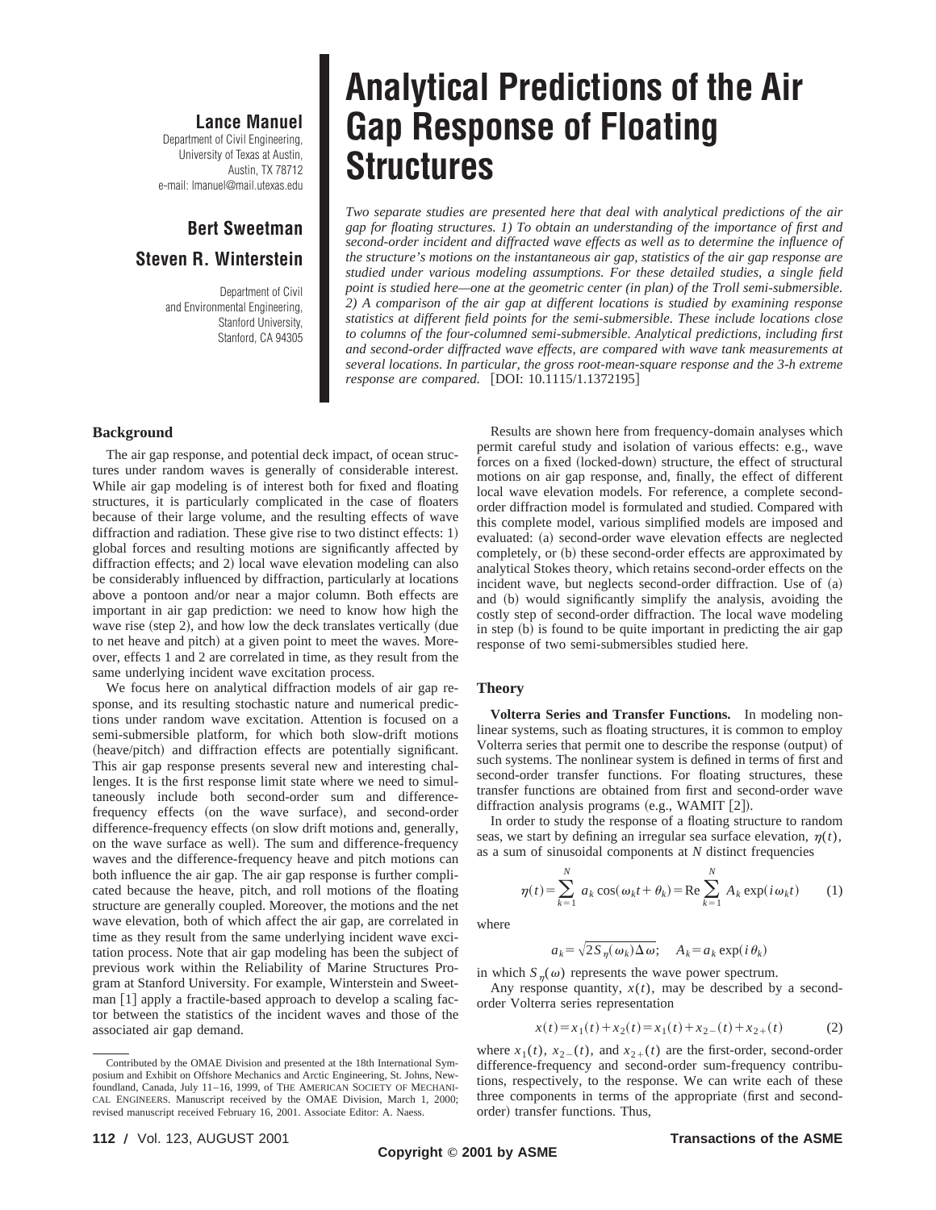# Analytical Predictions of the Air Gap Response of Floating Structures

**Lance Manuel**
Department of Civil Engineering,
University of Texas at Austin,
Austin, TX 78712
e-mail: lmanuel@mail.utexas.edu

**Bert Sweetman**

**Steven R. Winterstein**

Department of Civil
and Environmental Engineering,
Stanford University,
Stanford, CA 94305

*Two separate studies are presented here that deal with analytical predictions of the air gap for floating structures. 1) To obtain an understanding of the importance of first and second-order incident and diffracted wave effects as well as to determine the influence of the structure's motions on the instantaneous air gap, statistics of the air gap response are studied under various modeling assumptions. For these detailed studies, a single field point is studied here—one at the geometric center (in plan) of the Troll semi-submersible. 2) A comparison of the air gap at different locations is studied by examining response statistics at different field points for the semi-submersible. These include locations close to columns of the four-columned semi-submersible. Analytical predictions, including first and second-order diffracted wave effects, are compared with wave tank measurements at several locations. In particular, the gross root-mean-square response and the 3-h extreme response are compared.* [DOI: 10.1115/1.1372195]

## Background

The air gap response, and potential deck impact, of ocean structures under random waves is generally of considerable interest. While air gap modeling is of interest both for fixed and floating structures, it is particularly complicated in the case of floaters because of their large volume, and the resulting effects of wave diffraction and radiation. These give rise to two distinct effects: 1) global forces and resulting motions are significantly affected by diffraction effects; and 2) local wave elevation modeling can also be considerably influenced by diffraction, particularly at locations above a pontoon and/or near a major column. Both effects are important in air gap prediction: we need to know how high the wave rise (step 2), and how low the deck translates vertically (due to net heave and pitch) at a given point to meet the waves. Moreover, effects 1 and 2 are correlated in time, as they result from the same underlying incident wave excitation process.

We focus here on analytical diffraction models of air gap response, and its resulting stochastic nature and numerical predictions under random wave excitation. Attention is focused on a semi-submersible platform, for which both slow-drift motions (heave/pitch) and diffraction effects are potentially significant. This air gap response presents several new and interesting challenges. It is the first response limit state where we need to simultaneously include both second-order sum and difference-frequency effects (on the wave surface), and second-order difference-frequency effects (on slow drift motions and, generally, on the wave surface as well). The sum and difference-frequency waves and the difference-frequency heave and pitch motions can both influence the air gap. The air gap response is further complicated because the heave, pitch, and roll motions of the floating structure are generally coupled. Moreover, the motions and the net wave elevation, both of which affect the air gap, are correlated in time as they result from the same underlying incident wave excitation process. Note that air gap modeling has been the subject of previous work within the Reliability of Marine Structures Program at Stanford University. For example, Winterstein and Sweetman [1] apply a fractile-based approach to develop a scaling factor between the statistics of the incident waves and those of the associated air gap demand.

Contributed by the OMAE Division and presented at the 18th International Symposium and Exhibit on Offshore Mechanics and Arctic Engineering, St. Johns, Newfoundland, Canada, July 11–16, 1999, of THE AMERICAN SOCIETY OF MECHANICAL ENGINEERS. Manuscript received by the OMAE Division, March 1, 2000; revised manuscript received February 16, 2001. Associate Editor: A. Naess.

Results are shown here from frequency-domain analyses which permit careful study and isolation of various effects: e.g., wave forces on a fixed (locked-down) structure, the effect of structural motions on air gap response, and, finally, the effect of different local wave elevation models. For reference, a complete second-order diffraction model is formulated and studied. Compared with this complete model, various simplified models are imposed and evaluated: (a) second-order wave elevation effects are neglected completely, or (b) these second-order effects are approximated by analytical Stokes theory, which retains second-order effects on the incident wave, but neglects second-order diffraction. Use of (a) and (b) would significantly simplify the analysis, avoiding the costly step of second-order diffraction. The local wave modeling in step (b) is found to be quite important in predicting the air gap response of two semi-submersibles studied here.

## Theory

**Volterra Series and Transfer Functions.** In modeling nonlinear systems, such as floating structures, it is common to employ Volterra series that permit one to describe the response (output) of such systems. The nonlinear system is defined in terms of first and second-order transfer functions. For floating structures, these transfer functions are obtained from first and second-order wave diffraction analysis programs (e.g., WAMIT [2]).

In order to study the response of a floating structure to random seas, we start by defining an irregular sea surface elevation, $\eta(t)$, as a sum of sinusoidal components at $N$ distinct frequencies

$$\eta(t)=\sum_{k=1}^{N} a_k \cos(\omega_k t+\theta_k)=\mathrm{Re}\sum_{k=1}^{N} A_k \exp(i\omega_k t) \qquad (1)$$

where

$$a_k=\sqrt{2S_\eta(\omega_k)\Delta\omega}; \quad A_k=a_k \exp(i\theta_k)$$

in which $S_\eta(\omega)$ represents the wave power spectrum.

Any response quantity, $x(t)$, may be described by a second-order Volterra series representation

$$x(t)=x_1(t)+x_2(t)=x_1(t)+x_{2-}(t)+x_{2+}(t) \qquad (2)$$

where $x_1(t)$, $x_{2-}(t)$, and $x_{2+}(t)$ are the first-order, second-order difference-frequency and second-order sum-frequency contributions, respectively, to the response. We can write each of these three components in terms of the appropriate (first and second-order) transfer functions. Thus,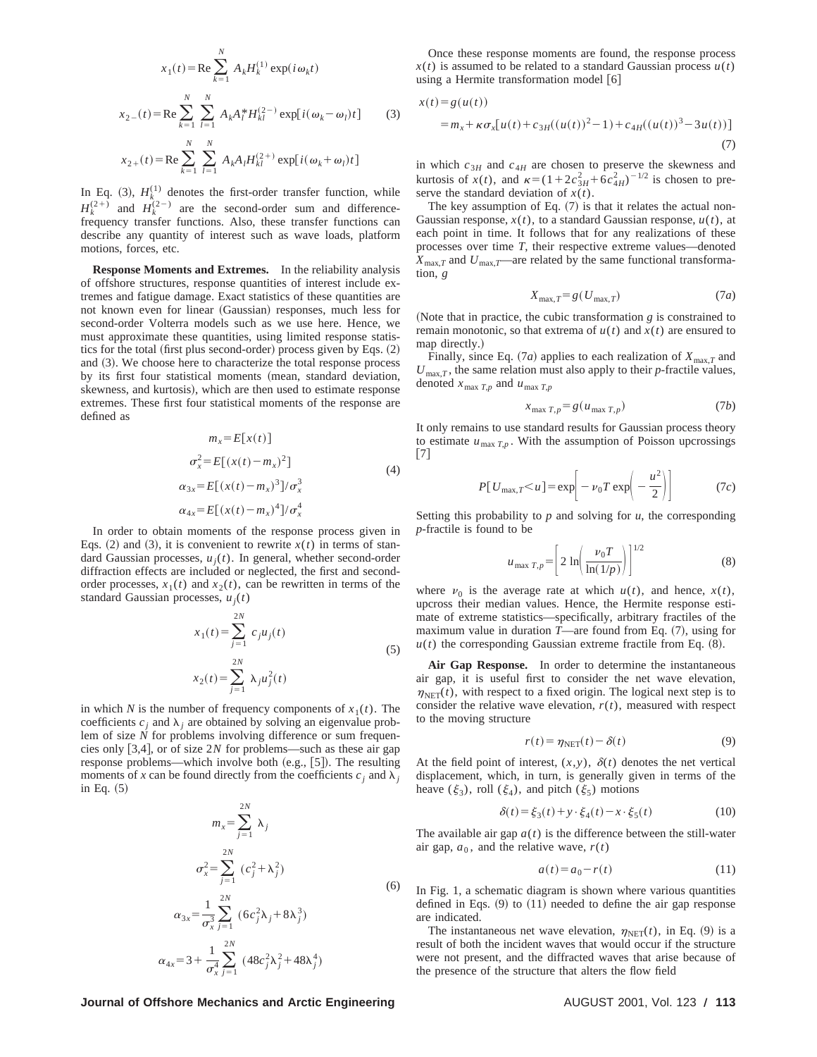$$
\begin{aligned}
x_1(t) &= \mathrm{Re} \sum_{k=1}^{N} A_k H_k^{(1)} \exp(i\omega_k t) \\
x_{2-}(t) &= \mathrm{Re} \sum_{k=1}^{N} \sum_{l=1}^{N} A_k A_l^* H_{kl}^{(2-)} \exp[i(\omega_k - \omega_l)t] \\
x_{2+}(t) &= \mathrm{Re} \sum_{k=1}^{N} \sum_{l=1}^{N} A_k A_l H_{kl}^{(2+)} \exp[i(\omega_k + \omega_l)t]
\end{aligned} \tag{3}
$$

In Eq. (3), $H_k^{(1)}$ denotes the first-order transfer function, while $H_k^{(2+)}$ and $H_k^{(2-)}$ are the second-order sum and difference-frequency transfer functions. Also, these transfer functions can describe any quantity of interest such as wave loads, platform motions, forces, etc.

**Response Moments and Extremes.** In the reliability analysis of offshore structures, response quantities of interest include extremes and fatigue damage. Exact statistics of these quantities are not known even for linear (Gaussian) responses, much less for second-order Volterra models such as we use here. Hence, we must approximate these quantities, using limited response statistics for the total (first plus second-order) process given by Eqs. (2) and (3). We choose here to characterize the total response process by its first four statistical moments (mean, standard deviation, skewness, and kurtosis), which are then used to estimate response extremes. These first four statistical moments of the response are defined as

$$
\begin{aligned}
m_x &= E[x(t)] \\
\sigma_x^2 &= E[(x(t)-m_x)^2] \\
\alpha_{3x} &= E[(x(t)-m_x)^3]/\sigma_x^3 \\
\alpha_{4x} &= E[(x(t)-m_x)^4]/\sigma_x^4
\end{aligned} \tag{4}
$$

In order to obtain moments of the response process given in Eqs. (2) and (3), it is convenient to rewrite $x(t)$ in terms of standard Gaussian processes, $u_j(t)$. In general, whether second-order diffraction effects are included or neglected, the first and second-order processes, $x_1(t)$ and $x_2(t)$, can be rewritten in terms of the standard Gaussian processes, $u_j(t)$

$$
\begin{aligned}
x_1(t) &= \sum_{j=1}^{2N} c_j u_j(t) \\
x_2(t) &= \sum_{j=1}^{2N} \lambda_j u_j^2(t)
\end{aligned} \tag{5}
$$

in which $N$ is the number of frequency components of $x_1(t)$. The coefficients $c_j$ and $\lambda_j$ are obtained by solving an eigenvalue problem of size $N$ for problems involving difference or sum frequencies only [3,4], or of size $2N$ for problems—such as these air gap response problems—which involve both (e.g., [5]). The resulting moments of $x$ can be found directly from the coefficients $c_j$ and $\lambda_j$ in Eq. (5)

$$
\begin{aligned}
m_x &= \sum_{j=1}^{2N} \lambda_j \\
\sigma_x^2 &= \sum_{j=1}^{2N} (c_j^2 + \lambda_j^2) \\
\alpha_{3x} &= \frac{1}{\sigma_x^3} \sum_{j=1}^{2N} (6c_j^2\lambda_j + 8\lambda_j^3) \\
\alpha_{4x} &= 3 + \frac{1}{\sigma_x^4} \sum_{j=1}^{2N} (48c_j^2\lambda_j^2 + 48\lambda_j^4)
\end{aligned} \tag{6}
$$

Once these response moments are found, the response process $x(t)$ is assumed to be related to a standard Gaussian process $u(t)$ using a Hermite transformation model [6]

$$
\begin{aligned}
x(t) &= g(u(t)) \\
&= m_x + \kappa\sigma_x[u(t) + c_{3H}((u(t))^2 - 1) + c_{4H}((u(t))^3 - 3u(t))]
\end{aligned} \tag{7}
$$

in which $c_{3H}$ and $c_{4H}$ are chosen to preserve the skewness and kurtosis of $x(t)$, and $\kappa = (1 + 2c_{3H}^2 + 6c_{4H}^2)^{-1/2}$ is chosen to preserve the standard deviation of $x(t)$.

The key assumption of Eq. (7) is that it relates the actual non-Gaussian response, $x(t)$, to a standard Gaussian response, $u(t)$, at each point in time. It follows that for any realizations of these processes over time $T$, their respective extreme values—denoted $X_{\max,T}$ and $U_{\max,T}$—are related by the same functional transformation, $g$

$$
X_{\max,T} = g(U_{\max,T}) \tag{7a}
$$

(Note that in practice, the cubic transformation $g$ is constrained to remain monotonic, so that extrema of $u(t)$ and $x(t)$ are ensured to map directly.)

Finally, since Eq. (7a) applies to each realization of $X_{\max,T}$ and $U_{\max,T}$, the same relation must also apply to their $p$-fractile values, denoted $x_{\max\,T,p}$ and $u_{\max\,T,p}$

$$
x_{\max\,T,p} = g(u_{\max\,T,p}) \tag{7b}
$$

It only remains to use standard results for Gaussian process theory to estimate $u_{\max\,T,p}$. With the assumption of Poisson upcrossings [7]

$$
P[U_{\max,T} < u] = \exp\left[-\nu_0 T \exp\left(-\frac{u^2}{2}\right)\right] \tag{7c}
$$

Setting this probability to $p$ and solving for $u$, the corresponding $p$-fractile is found to be

$$
u_{\max\,T,p} = \left[2 \ln\left(\frac{\nu_0 T}{\ln(1/p)}\right)\right]^{1/2} \tag{8}
$$

where $\nu_0$ is the average rate at which $u(t)$, and hence, $x(t)$, upcross their median values. Hence, the Hermite response estimate of extreme statistics—specifically, arbitrary fractiles of the maximum value in duration $T$—are found from Eq. (7), using for $u(t)$ the corresponding Gaussian extreme fractile from Eq. (8).

**Air Gap Response.** In order to determine the instantaneous air gap, it is useful first to consider the net wave elevation, $\eta_{\mathrm{NET}}(t)$, with respect to a fixed origin. The logical next step is to consider the relative wave elevation, $r(t)$, measured with respect to the moving structure

$$
r(t) = \eta_{\mathrm{NET}}(t) - \delta(t) \tag{9}
$$

At the field point of interest, $(x,y)$, $\delta(t)$ denotes the net vertical displacement, which, in turn, is generally given in terms of the heave ($\xi_3$), roll ($\xi_4$), and pitch ($\xi_5$) motions

$$
\delta(t) = \xi_3(t) + y \cdot \xi_4(t) - x \cdot \xi_5(t) \tag{10}
$$

The available air gap $a(t)$ is the difference between the still-water air gap, $a_0$, and the relative wave, $r(t)$

$$
a(t) = a_0 - r(t) \tag{11}
$$

In Fig. 1, a schematic diagram is shown where various quantities defined in Eqs. (9) to (11) needed to define the air gap response are indicated.

The instantaneous net wave elevation, $\eta_{\mathrm{NET}}(t)$, in Eq. (9) is a result of both the incident waves that would occur if the structure were not present, and the diffracted waves that arise because of the presence of the structure that alters the flow field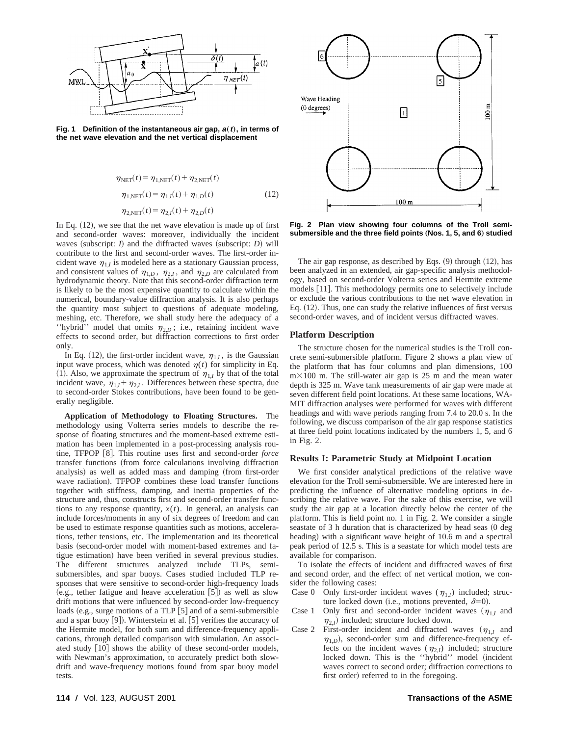Fig. 1 Definition of the instantaneous air gap, $a(t)$, in terms of the net wave elevation and the net vertical displacement

$$
\begin{aligned}
\eta_{\text{NET}}(t) &= \eta_{1,\text{NET}}(t) + \eta_{2,\text{NET}}(t) \\
\eta_{1,\text{NET}}(t) &= \eta_{1,I}(t) + \eta_{1,D}(t) \\
\eta_{2,\text{NET}}(t) &= \eta_{2,I}(t) + \eta_{2,D}(t)
\end{aligned}
\tag{12}
$$

In Eq. (12), we see that the net wave elevation is made up of first and second-order waves: moreover, individually the incident waves (subscript: $I$) and the diffracted waves (subscript: $D$) will contribute to the first and second-order waves. The first-order incident wave $\eta_{1,I}$ is modeled here as a stationary Gaussian process, and consistent values of $\eta_{1,D}$, $\eta_{2,I}$, and $\eta_{2,D}$ are calculated from hydrodynamic theory. Note that this second-order diffraction term is likely to be the most expensive quantity to calculate within the numerical, boundary-value diffraction analysis. It is also perhaps the quantity most subject to questions of adequate modeling, meshing, etc. Therefore, we shall study here the adequacy of a ''hybrid'' model that omits $\eta_{2,D}$; i.e., retaining incident wave effects to second order, but diffraction corrections to first order only.

In Eq. (12), the first-order incident wave, $\eta_{1,I}$, is the Gaussian input wave process, which was denoted $\eta(t)$ for simplicity in Eq. (1). Also, we approximate the spectrum of $\eta_{1,I}$ by that of the total incident wave, $\eta_{1,I} + \eta_{2,I}$. Differences between these spectra, due to second-order Stokes contributions, have been found to be generally negligible.

**Application of Methodology to Floating Structures.** The methodology using Volterra series models to describe the response of floating structures and the moment-based extreme estimation has been implemented in a post-processing analysis routine, TFPOP [8]. This routine uses first and second-order *force* transfer functions (from force calculations involving diffraction analysis) as well as added mass and damping (from first-order wave radiation). TFPOP combines these load transfer functions together with stiffness, damping, and inertia properties of the structure and, thus, constructs first and second-order transfer functions to any response quantity, $x(t)$. In general, an analysis can include forces/moments in any of six degrees of freedom and can be used to estimate response quantities such as motions, accelerations, tether tensions, etc. The implementation and its theoretical basis (second-order model with moment-based extremes and fatigue estimation) have been verified in several previous studies. The different structures analyzed include TLPs, semi-submersibles, and spar buoys. Cases studied included TLP responses that were sensitive to second-order high-frequency loads (e.g., tether fatigue and heave acceleration [5]) as well as slow drift motions that were influenced by second-order low-frequency loads (e.g., surge motions of a TLP [5] and of a semi-submersible and a spar buoy [9]). Winterstein et al. [5] verifies the accuracy of the Hermite model, for both sum and difference-frequency applications, through detailed comparison with simulation. An associated study [10] shows the ability of these second-order models, with Newman's approximation, to accurately predict both slow-drift and wave-frequency motions found from spar buoy model tests.

Fig. 2 Plan view showing four columns of the Troll semi-submersible and the three field points (Nos. 1, 5, and 6) studied

The air gap response, as described by Eqs. (9) through (12), has been analyzed in an extended, air gap-specific analysis methodology, based on second-order Volterra series and Hermite extreme models [11]. This methodology permits one to selectively include or exclude the various contributions to the net wave elevation in Eq. (12). Thus, one can study the relative influences of first versus second-order waves, and of incident versus diffracted waves.

## Platform Description

The structure chosen for the numerical studies is the Troll concrete semi-submersible platform. Figure 2 shows a plan view of the platform that has four columns and plan dimensions, 100 m$\times$100 m. The still-water air gap is 25 m and the mean water depth is 325 m. Wave tank measurements of air gap were made at seven different field point locations. At these same locations, WAMIT diffraction analyses were performed for waves with different headings and with wave periods ranging from 7.4 to 20.0 s. In the following, we discuss comparison of the air gap response statistics at three field point locations indicated by the numbers 1, 5, and 6 in Fig. 2.

## Results I: Parametric Study at Midpoint Location

We first consider analytical predictions of the relative wave elevation for the Troll semi-submersible. We are interested here in predicting the influence of alternative modeling options in describing the relative wave. For the sake of this exercise, we will study the air gap at a location directly below the center of the platform. This is field point no. 1 in Fig. 2. We consider a single seastate of 3 h duration that is characterized by head seas (0 deg heading) with a significant wave height of 10.6 m and a spectral peak period of 12.5 s. This is a seastate for which model tests are available for comparison.

To isolate the effects of incident and diffracted waves of first and second order, and the effect of net vertical motion, we consider the following cases:

- Case 0 Only first-order incident waves ($\eta_{1,I}$) included; structure locked down (i.e., motions prevented, $\delta=0$).
- Case 1 Only first and second-order incident waves ($\eta_{1,I}$ and $\eta_{2,I}$) included; structure locked down.
- Case 2 First-order incident and diffracted waves ($\eta_{1,I}$ and $\eta_{1,D}$), second-order sum and difference-frequency effects on the incident waves ($\eta_{2,I}$) included; structure locked down. This is the ''hybrid'' model (incident waves correct to second order; diffraction corrections to first order) referred to in the foregoing.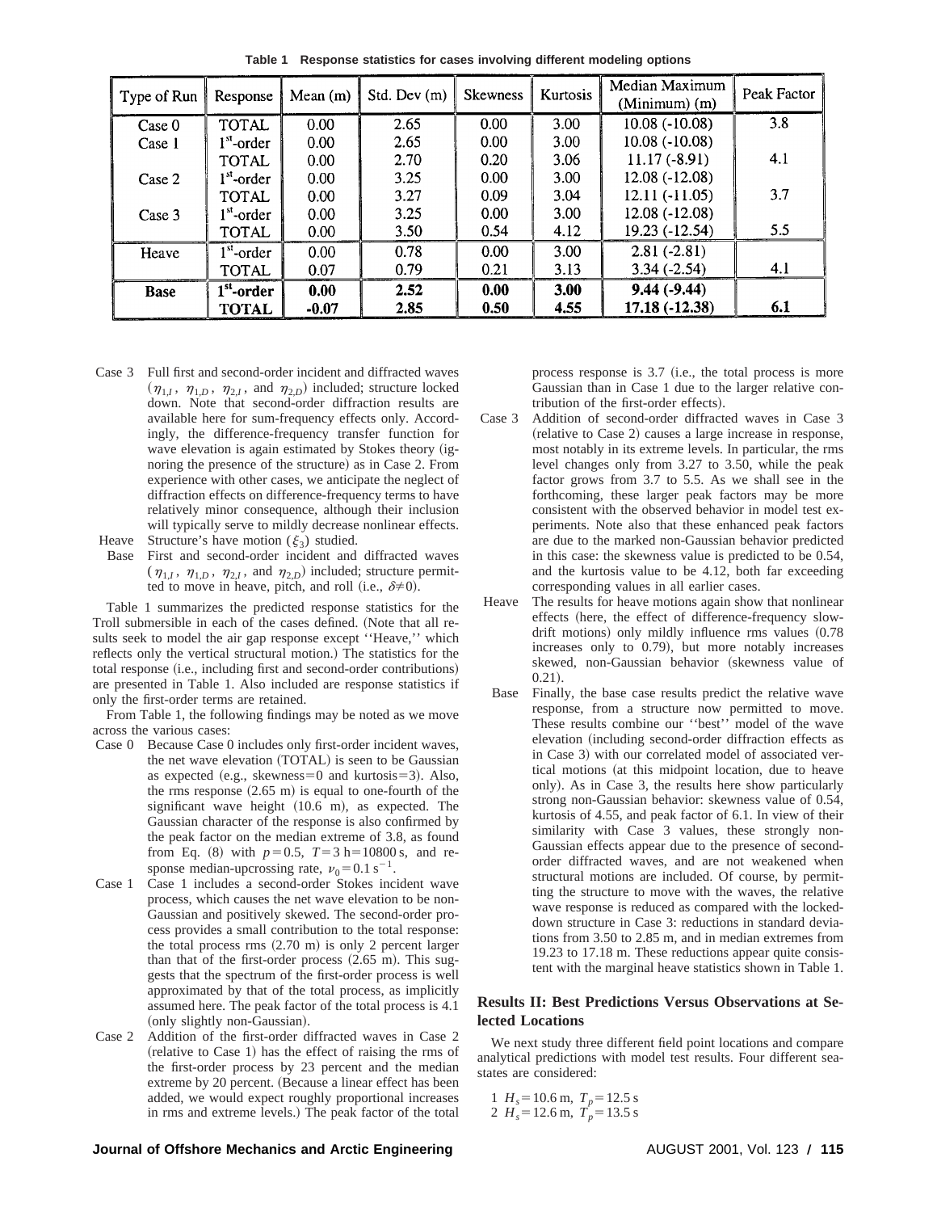**Table 1 Response statistics for cases involving different modeling options**

| Type of Run | Response | Mean (m) | Std. Dev (m) | Skewness | Kurtosis | Median Maximum (Minimum) (m) | Peak Factor |
|---|---|---|---|---|---|---|---|
| Case 0 | TOTAL | 0.00 | 2.65 | 0.00 | 3.00 | 10.08 (-10.08) | 3.8 |
| Case 1 | $1^{st}$-order | 0.00 | 2.65 | 0.00 | 3.00 | 10.08 (-10.08) | |
| | TOTAL | 0.00 | 2.70 | 0.20 | 3.06 | 11.17 (-8.91) | 4.1 |
| Case 2 | $1^{st}$-order | 0.00 | 3.25 | 0.00 | 3.00 | 12.08 (-12.08) | |
| | TOTAL | 0.00 | 3.27 | 0.09 | 3.04 | 12.11 (-11.05) | 3.7 |
| Case 3 | $1^{st}$-order | 0.00 | 3.25 | 0.00 | 3.00 | 12.08 (-12.08) | |
| | TOTAL | 0.00 | 3.50 | 0.54 | 4.12 | 19.23 (-12.54) | 5.5 |
| Heave | $1^{st}$-order | 0.00 | 0.78 | 0.00 | 3.00 | 2.81 (-2.81) | |
| | TOTAL | 0.07 | 0.79 | 0.21 | 3.13 | 3.34 (-2.54) | 4.1 |
| **Base** | **$1^{st}$-order** | **0.00** | **2.52** | **0.00** | **3.00** | **9.44 (-9.44)** | |
| | **TOTAL** | **-0.07** | **2.85** | **0.50** | **4.55** | **17.18 (-12.38)** | **6.1** |

Case 3 Full first and second-order incident and diffracted waves ($\eta_{1,I}$, $\eta_{1,D}$, $\eta_{2,I}$, and $\eta_{2,D}$) included; structure locked down. Note that second-order diffraction results are available here for sum-frequency effects only. Accordingly, the difference-frequency transfer function for wave elevation is again estimated by Stokes theory (ignoring the presence of the structure) as in Case 2. From experience with other cases, we anticipate the neglect of diffraction effects on difference-frequency terms to have relatively minor consequence, although their inclusion will typically serve to mildly decrease nonlinear effects.

Heave Structure's have motion ($\xi_3$) studied.

Base First and second-order incident and diffracted waves ($\eta_{1,I}$, $\eta_{1,D}$, $\eta_{2,I}$, and $\eta_{2,D}$) included; structure permitted to move in heave, pitch, and roll (i.e., $\delta \neq 0$).

Table 1 summarizes the predicted response statistics for the Troll submersible in each of the cases defined. (Note that all results seek to model the air gap response except ''Heave,'' which reflects only the vertical structural motion.) The statistics for the total response (i.e., including first and second-order contributions) are presented in Table 1. Also included are response statistics if only the first-order terms are retained.

From Table 1, the following findings may be noted as we move across the various cases:

Case 0 Because Case 0 includes only first-order incident waves, the net wave elevation (TOTAL) is seen to be Gaussian as expected (e.g., skewness=0 and kurtosis=3). Also, the rms response (2.65 m) is equal to one-fourth of the significant wave height (10.6 m), as expected. The Gaussian character of the response is also confirmed by the peak factor on the median extreme of 3.8, as found from Eq. (8) with $p=0.5$, $T=3\text{ h}=10800\text{ s}$, and response median-upcrossing rate, $\nu_0=0.1\text{ s}^{-1}$.

Case 1 Case 1 includes a second-order Stokes incident wave process, which causes the net wave elevation to be non-Gaussian and positively skewed. The second-order process provides a small contribution to the total response: the total process rms (2.70 m) is only 2 percent larger than that of the first-order process (2.65 m). This suggests that the spectrum of the first-order process is well approximated by that of the total process, as implicitly assumed here. The peak factor of the total process is 4.1 (only slightly non-Gaussian).

Case 2 Addition of the first-order diffracted waves in Case 2 (relative to Case 1) has the effect of raising the rms of the first-order process by 23 percent and the median extreme by 20 percent. (Because a linear effect has been added, we would expect roughly proportional increases in rms and extreme levels.) The peak factor of the total process response is 3.7 (i.e., the total process is more Gaussian than in Case 1 due to the larger relative contribution of the first-order effects).

Case 3 Addition of second-order diffracted waves in Case 3 (relative to Case 2) causes a large increase in response, most notably in its extreme levels. In particular, the rms level changes only from 3.27 to 3.50, while the peak factor grows from 3.7 to 5.5. As we shall see in the forthcoming, these larger peak factors may be more consistent with the observed behavior in model test experiments. Note also that these enhanced peak factors are due to the marked non-Gaussian behavior predicted in this case: the skewness value is predicted to be 0.54, and the kurtosis value to be 4.12, both far exceeding corresponding values in all earlier cases.

Heave The results for heave motions again show that nonlinear effects (here, the effect of difference-frequency slow-drift motions) only mildly influence rms values (0.78 increases only to 0.79), but more notably increases skewed, non-Gaussian behavior (skewness value of 0.21).

Base Finally, the base case results predict the relative wave response, from a structure now permitted to move. These results combine our ''best'' model of the wave elevation (including second-order diffraction effects as in Case 3) with our correlated model of associated vertical motions (at this midpoint location, due to heave only). As in Case 3, the results here show particularly strong non-Gaussian behavior: skewness value of 0.54, kurtosis of 4.55, and peak factor of 6.1. In view of their similarity with Case 3 values, these strongly non-Gaussian effects appear due to the presence of second-order diffracted waves, and are not weakened when structural motions are included. Of course, by permitting the structure to move with the waves, the relative wave response is reduced as compared with the locked-down structure in Case 3: reductions in standard deviations from 3.50 to 2.85 m, and in median extremes from 19.23 to 17.18 m. These reductions appear quite consistent with the marginal heave statistics shown in Table 1.

## Results II: Best Predictions Versus Observations at Selected Locations

We next study three different field point locations and compare analytical predictions with model test results. Four different seastates are considered:

1 $H_s=10.6\text{ m}$, $T_p=12.5\text{ s}$
2 $H_s=12.6\text{ m}$, $T_p=13.5\text{ s}$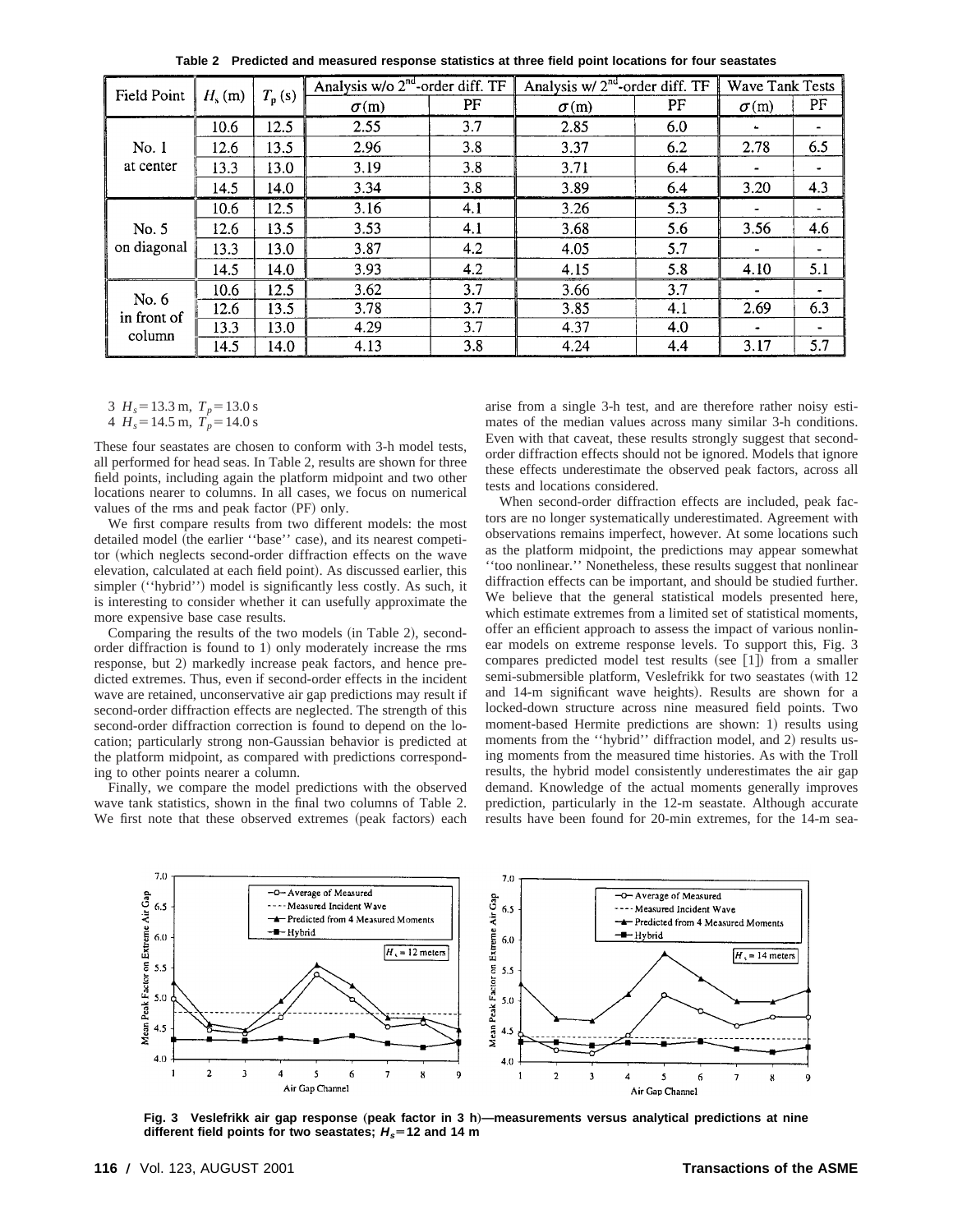**Table 2 Predicted and measured response statistics at three field point locations for four seastates**

| Field Point | $H_s$ (m) | $T_p$ (s) | Analysis w/o 2[nd]-order diff. TF | | Analysis w/ 2[nd]-order diff. TF | | Wave Tank Tests | |
|---|---|---|---|---|---|---|---|---|
| | | | $\sigma$(m) | PF | $\sigma$(m) | PF | $\sigma$(m) | PF |
| No. 1 at center | 10.6 | 12.5 | 2.55 | 3.7 | 2.85 | 6.0 | - | - |
| | 12.6 | 13.5 | 2.96 | 3.8 | 3.37 | 6.2 | 2.78 | 6.5 |
| | 13.3 | 13.0 | 3.19 | 3.8 | 3.71 | 6.4 | - | - |
| | 14.5 | 14.0 | 3.34 | 3.8 | 3.89 | 6.4 | 3.20 | 4.3 |
| No. 5 on diagonal | 10.6 | 12.5 | 3.16 | 4.1 | 3.26 | 5.3 | - | - |
| | 12.6 | 13.5 | 3.53 | 4.1 | 3.68 | 5.6 | 3.56 | 4.6 |
| | 13.3 | 13.0 | 3.87 | 4.2 | 4.05 | 5.7 | - | - |
| | 14.5 | 14.0 | 3.93 | 4.2 | 4.15 | 5.8 | 4.10 | 5.1 |
| No. 6 in front of column | 10.6 | 12.5 | 3.62 | 3.7 | 3.66 | 3.7 | - | - |
| | 12.6 | 13.5 | 3.78 | 3.7 | 3.85 | 4.1 | 2.69 | 6.3 |
| | 13.3 | 13.0 | 4.29 | 3.7 | 4.37 | 4.0 | - | - |
| | 14.5 | 14.0 | 4.13 | 3.8 | 4.24 | 4.4 | 3.17 | 5.7 |

3 $H_s = 13.3$ m, $T_p = 13.0$ s
4 $H_s = 14.5$ m, $T_p = 14.0$ s

These four seastates are chosen to conform with 3-h model tests, all performed for head seas. In Table 2, results are shown for three field points, including again the platform midpoint and two other locations nearer to columns. In all cases, we focus on numerical values of the rms and peak factor (PF) only.

We first compare results from two different models: the most detailed model (the earlier ''base'' case), and its nearest competitor (which neglects second-order diffraction effects on the wave elevation, calculated at each field point). As discussed earlier, this simpler (''hybrid'') model is significantly less costly. As such, it is interesting to consider whether it can usefully approximate the more expensive base case results.

Comparing the results of the two models (in Table 2), second-order diffraction is found to 1) only moderately increase the rms response, but 2) markedly increase peak factors, and hence predicted extremes. Thus, even if second-order effects in the incident wave are retained, unconservative air gap predictions may result if second-order diffraction effects are neglected. The strength of this second-order diffraction correction is found to depend on the location; particularly strong non-Gaussian behavior is predicted at the platform midpoint, as compared with predictions corresponding to other points nearer a column.

Finally, we compare the model predictions with the observed wave tank statistics, shown in the final two columns of Table 2. We first note that these observed extremes (peak factors) each arise from a single 3-h test, and are therefore rather noisy estimates of the median values across many similar 3-h conditions. Even with that caveat, these results strongly suggest that second-order diffraction effects should not be ignored. Models that ignore these effects underestimate the observed peak factors, across all tests and locations considered.

When second-order diffraction effects are included, peak factors are no longer systematically underestimated. Agreement with observations remains imperfect, however. At some locations such as the platform midpoint, the predictions may appear somewhat ''too nonlinear.'' Nonetheless, these results suggest that nonlinear diffraction effects can be important, and should be studied further. We believe that the general statistical models presented here, which estimate extremes from a limited set of statistical moments, offer an efficient approach to assess the impact of various nonlinear models on extreme response levels. To support this, Fig. 3 compares predicted model test results (see [1]) from a smaller semi-submersible platform, Veslefrikk for two seastates (with 12 and 14-m significant wave heights). Results are shown for a locked-down structure across nine measured field points. Two moment-based Hermite predictions are shown: 1) results using moments from the ''hybrid'' diffraction model, and 2) results using moments from the measured time histories. As with the Troll results, the hybrid model consistently underestimates the air gap demand. Knowledge of the actual moments generally improves prediction, particularly in the 12-m seastate. Although accurate results have been found for 20-min extremes, for the 14-m sea-

**Fig. 3 Veslefrikk air gap response (peak factor in 3 h)—measurements versus analytical predictions at nine different field points for two seastates; $H_s = 12$ and 14 m**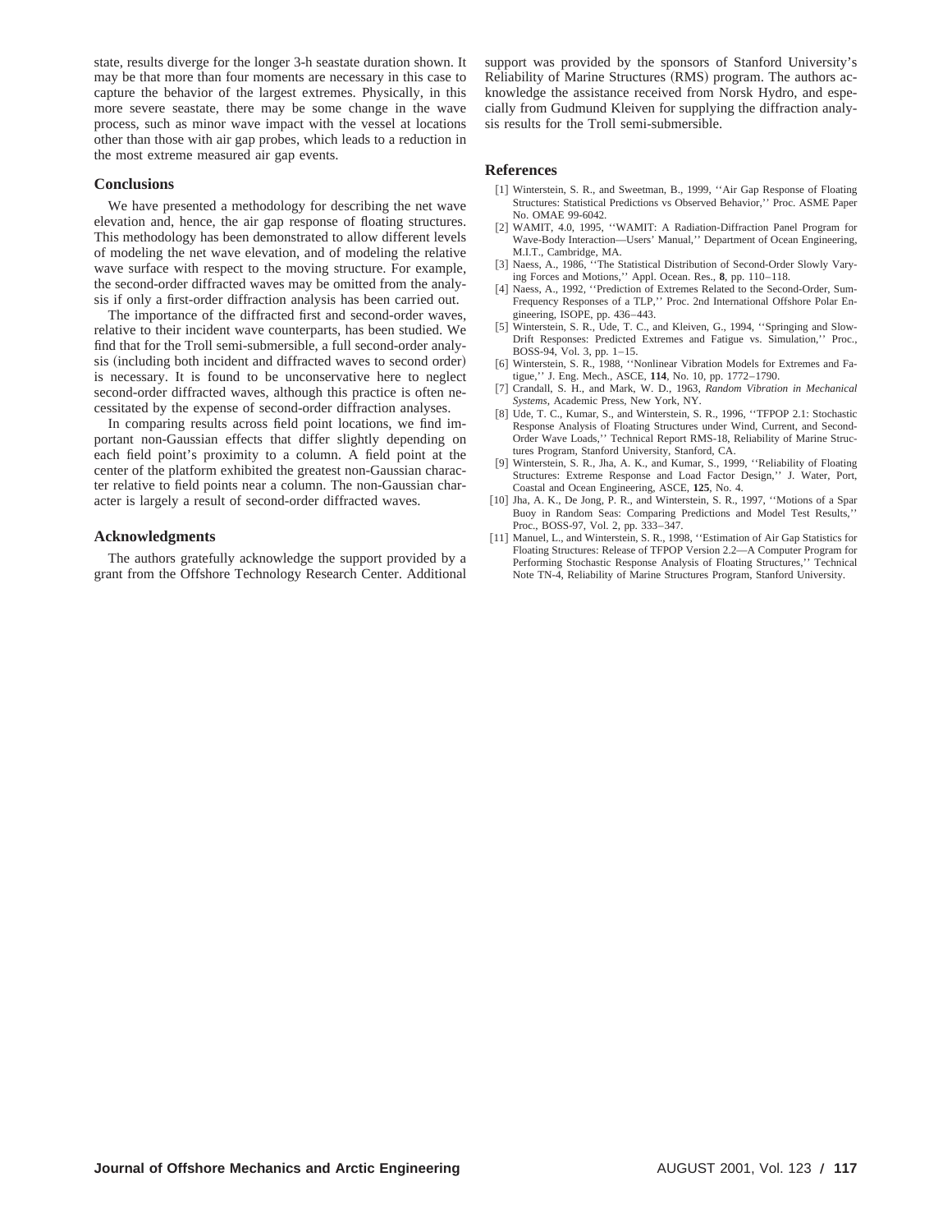state, results diverge for the longer 3-h seastate duration shown. It may be that more than four moments are necessary in this case to capture the behavior of the largest extremes. Physically, in this more severe seastate, there may be some change in the wave process, such as minor wave impact with the vessel at locations other than those with air gap probes, which leads to a reduction in the most extreme measured air gap events.

## Conclusions

We have presented a methodology for describing the net wave elevation and, hence, the air gap response of floating structures. This methodology has been demonstrated to allow different levels of modeling the net wave elevation, and of modeling the relative wave surface with respect to the moving structure. For example, the second-order diffracted waves may be omitted from the analysis if only a first-order diffraction analysis has been carried out.

The importance of the diffracted first and second-order waves, relative to their incident wave counterparts, has been studied. We find that for the Troll semi-submersible, a full second-order analysis (including both incident and diffracted waves to second order) is necessary. It is found to be unconservative here to neglect second-order diffracted waves, although this practice is often necessitated by the expense of second-order diffraction analyses.

In comparing results across field point locations, we find important non-Gaussian effects that differ slightly depending on each field point's proximity to a column. A field point at the center of the platform exhibited the greatest non-Gaussian character relative to field points near a column. The non-Gaussian character is largely a result of second-order diffracted waves.

## Acknowledgments

The authors gratefully acknowledge the support provided by a grant from the Offshore Technology Research Center. Additional support was provided by the sponsors of Stanford University's Reliability of Marine Structures (RMS) program. The authors acknowledge the assistance received from Norsk Hydro, and especially from Gudmund Kleiven for supplying the diffraction analysis results for the Troll semi-submersible.

## References

[1] Winterstein, S. R., and Sweetman, B., 1999, "Air Gap Response of Floating Structures: Statistical Predictions vs Observed Behavior," Proc. ASME Paper No. OMAE 99-6042.

[2] WAMIT, 4.0, 1995, "WAMIT: A Radiation-Diffraction Panel Program for Wave-Body Interaction—Users' Manual," Department of Ocean Engineering, M.I.T., Cambridge, MA.

[3] Naess, A., 1986, "The Statistical Distribution of Second-Order Slowly Varying Forces and Motions," Appl. Ocean. Res., **8**, pp. 110–118.

[4] Naess, A., 1992, "Prediction of Extremes Related to the Second-Order, Sum-Frequency Responses of a TLP," Proc. 2nd International Offshore Polar Engineering, ISOPE, pp. 436–443.

[5] Winterstein, S. R., Ude, T. C., and Kleiven, G., 1994, "Springing and Slow-Drift Responses: Predicted Extremes and Fatigue vs. Simulation," Proc., BOSS-94, Vol. 3, pp. 1–15.

[6] Winterstein, S. R., 1988, "Nonlinear Vibration Models for Extremes and Fatigue," J. Eng. Mech., ASCE, **114**, No. 10, pp. 1772–1790.

[7] Crandall, S. H., and Mark, W. D., 1963, *Random Vibration in Mechanical Systems*, Academic Press, New York, NY.

[8] Ude, T. C., Kumar, S., and Winterstein, S. R., 1996, "TFPOP 2.1: Stochastic Response Analysis of Floating Structures under Wind, Current, and Second-Order Wave Loads," Technical Report RMS-18, Reliability of Marine Structures Program, Stanford University, Stanford, CA.

[9] Winterstein, S. R., Jha, A. K., and Kumar, S., 1999, "Reliability of Floating Structures: Extreme Response and Load Factor Design," J. Water, Port, Coastal and Ocean Engineering, ASCE, **125**, No. 4.

[10] Jha, A. K., De Jong, P. R., and Winterstein, S. R., 1997, "Motions of a Spar Buoy in Random Seas: Comparing Predictions and Model Test Results," Proc., BOSS-97, Vol. 2, pp. 333–347.

[11] Manuel, L., and Winterstein, S. R., 1998, "Estimation of Air Gap Statistics for Floating Structures: Release of TFPOP Version 2.2—A Computer Program for Performing Stochastic Response Analysis of Floating Structures," Technical Note TN-4, Reliability of Marine Structures Program, Stanford University.